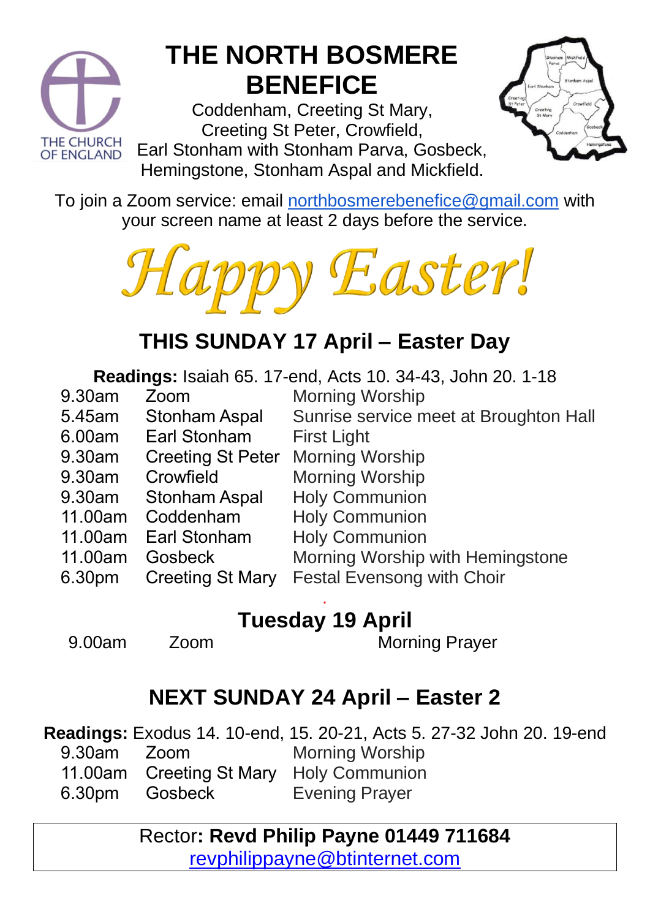# THE NORTH BOSMERE BENEFICE

Coddenham, Creeting St Mary, Creeting St Peter, Crowfield, Earl Stonham with Stonham Parva, Gosbeck, Hemingstone, Stonham Aspal and Mickfield.

To join a Zoom service: email northbosmerebenefice@gmail.com with your screen name at least 2 days before the service.

# Happy Easter!

## THIS SUNDAY 17 April – Easter Day

**Readings:** Isaiah 65. 17-end, Acts 10. 34-43, John 20. 1-18

| | | |
|---|---|---|
| 9.30am | Zoom | Morning Worship |
| 5.45am | Stonham Aspal | Sunrise service meet at Broughton Hall |
| 6.00am | Earl Stonham | First Light |
| 9.30am | Creeting St Peter | Morning Worship |
| 9.30am | Crowfield | Morning Worship |
| 9.30am | Stonham Aspal | Holy Communion |
| 11.00am | Coddenham | Holy Communion |
| 11.00am | Earl Stonham | Holy Communion |
| 11.00am | Gosbeck | Morning Worship with Hemingstone |
| 6.30pm | Creeting St Mary | Festal Evensong with Choir |

## Tuesday 19 April

| | | |
|---|---|---|
| 9.00am | Zoom | Morning Prayer |

## NEXT SUNDAY 24 April – Easter 2

**Readings:** Exodus 14. 10-end, 15. 20-21, Acts 5. 27-32 John 20. 19-end

| | | |
|---|---|---|
| 9.30am | Zoom | Morning Worship |
| 11.00am | Creeting St Mary | Holy Communion |
| 6.30pm | Gosbeck | Evening Prayer |

Rector: **Revd Philip Payne 01449 711684**
revphilippayne@btinternet.com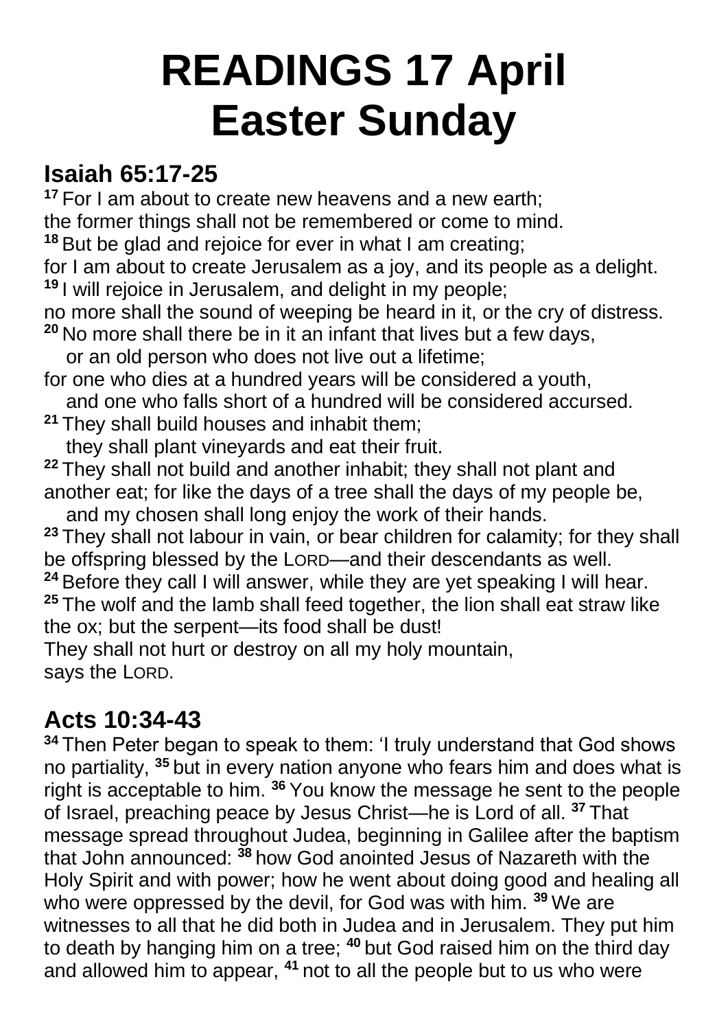# READINGS 17 April
# Easter Sunday

## Isaiah 65:17-25

[17] For I am about to create new heavens and a new earth;
the former things shall not be remembered or come to mind.
[18] But be glad and rejoice for ever in what I am creating;
for I am about to create Jerusalem as a joy, and its people as a delight.
[19] I will rejoice in Jerusalem, and delight in my people;
no more shall the sound of weeping be heard in it, or the cry of distress.
[20] No more shall there be in it an infant that lives but a few days,
or an old person who does not live out a lifetime;
for one who dies at a hundred years will be considered a youth,
and one who falls short of a hundred will be considered accursed.
[21] They shall build houses and inhabit them;
they shall plant vineyards and eat their fruit.
[22] They shall not build and another inhabit; they shall not plant and another eat; for like the days of a tree shall the days of my people be,
and my chosen shall long enjoy the work of their hands.
[23] They shall not labour in vain, or bear children for calamity; for they shall be offspring blessed by the LORD—and their descendants as well.
[24] Before they call I will answer, while they are yet speaking I will hear.
[25] The wolf and the lamb shall feed together, the lion shall eat straw like the ox; but the serpent—its food shall be dust!
They shall not hurt or destroy on all my holy mountain,
says the LORD.

## Acts 10:34-43

[34] Then Peter began to speak to them: 'I truly understand that God shows no partiality, [35] but in every nation anyone who fears him and does what is right is acceptable to him. [36] You know the message he sent to the people of Israel, preaching peace by Jesus Christ—he is Lord of all. [37] That message spread throughout Judea, beginning in Galilee after the baptism that John announced: [38] how God anointed Jesus of Nazareth with the Holy Spirit and with power; how he went about doing good and healing all who were oppressed by the devil, for God was with him. [39] We are witnesses to all that he did both in Judea and in Jerusalem. They put him to death by hanging him on a tree; [40] but God raised him on the third day and allowed him to appear, [41] not to all the people but to us who were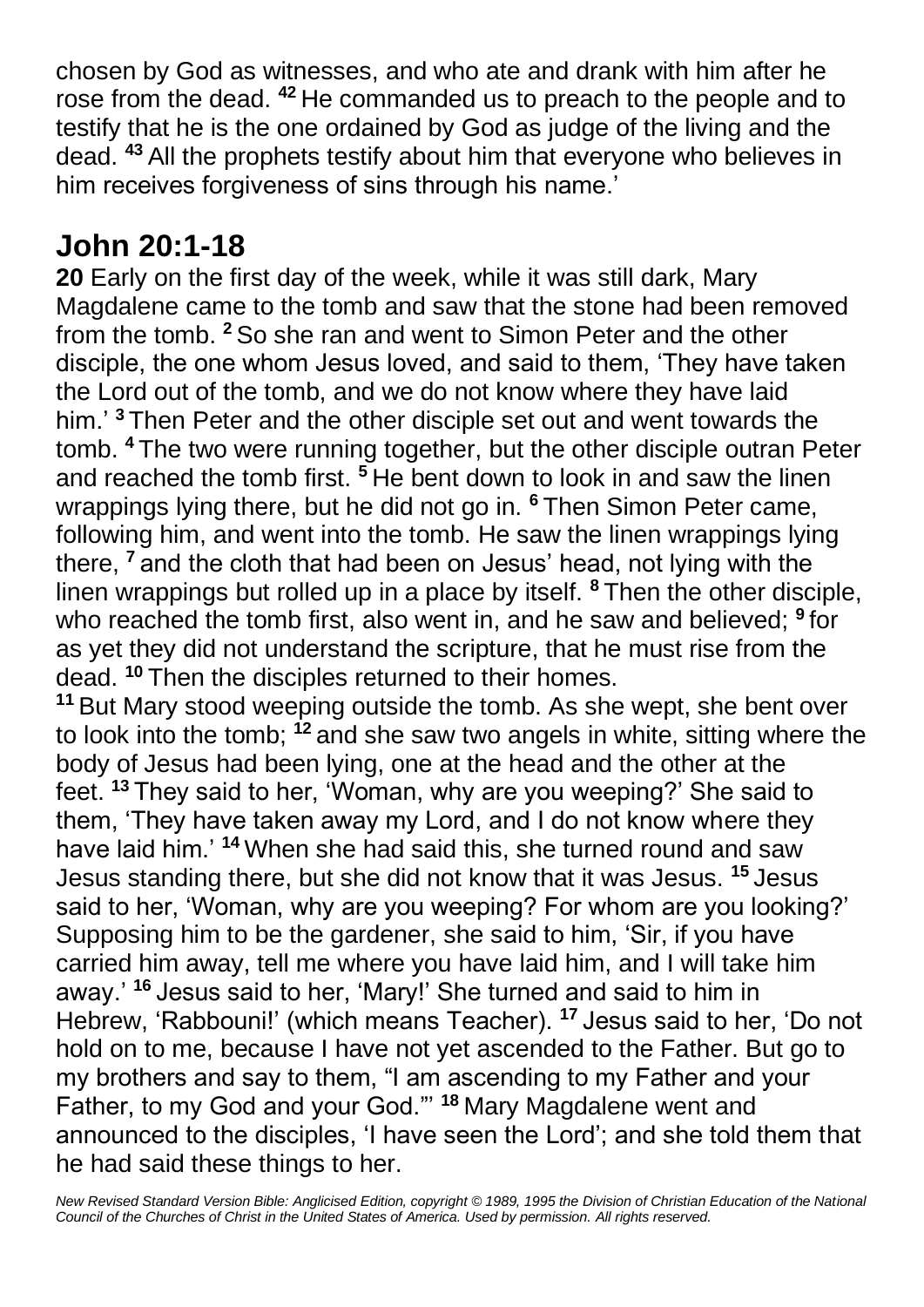chosen by God as witnesses, and who ate and drank with him after he rose from the dead. **42** He commanded us to preach to the people and to testify that he is the one ordained by God as judge of the living and the dead. **43** All the prophets testify about him that everyone who believes in him receives forgiveness of sins through his name.'

## John 20:1-18

**20** Early on the first day of the week, while it was still dark, Mary Magdalene came to the tomb and saw that the stone had been removed from the tomb. **2** So she ran and went to Simon Peter and the other disciple, the one whom Jesus loved, and said to them, 'They have taken the Lord out of the tomb, and we do not know where they have laid him.' **3** Then Peter and the other disciple set out and went towards the tomb. **4** The two were running together, but the other disciple outran Peter and reached the tomb first. **5** He bent down to look in and saw the linen wrappings lying there, but he did not go in. **6** Then Simon Peter came, following him, and went into the tomb. He saw the linen wrappings lying there, **7** and the cloth that had been on Jesus' head, not lying with the linen wrappings but rolled up in a place by itself. **8** Then the other disciple, who reached the tomb first, also went in, and he saw and believed; **9** for as yet they did not understand the scripture, that he must rise from the dead. **10** Then the disciples returned to their homes.

**11** But Mary stood weeping outside the tomb. As she wept, she bent over to look into the tomb; **12** and she saw two angels in white, sitting where the body of Jesus had been lying, one at the head and the other at the feet. **13** They said to her, 'Woman, why are you weeping?' She said to them, 'They have taken away my Lord, and I do not know where they have laid him.' **14** When she had said this, she turned round and saw Jesus standing there, but she did not know that it was Jesus. **15** Jesus said to her, 'Woman, why are you weeping? For whom are you looking?' Supposing him to be the gardener, she said to him, 'Sir, if you have carried him away, tell me where you have laid him, and I will take him away.' **16** Jesus said to her, 'Mary!' She turned and said to him in Hebrew, 'Rabbouni!' (which means Teacher). **17** Jesus said to her, 'Do not hold on to me, because I have not yet ascended to the Father. But go to my brothers and say to them, "I am ascending to my Father and your Father, to my God and your God."' **18** Mary Magdalene went and announced to the disciples, 'I have seen the Lord'; and she told them that he had said these things to her.

*New Revised Standard Version Bible: Anglicised Edition, copyright © 1989, 1995 the Division of Christian Education of the National Council of the Churches of Christ in the United States of America. Used by permission. All rights reserved.*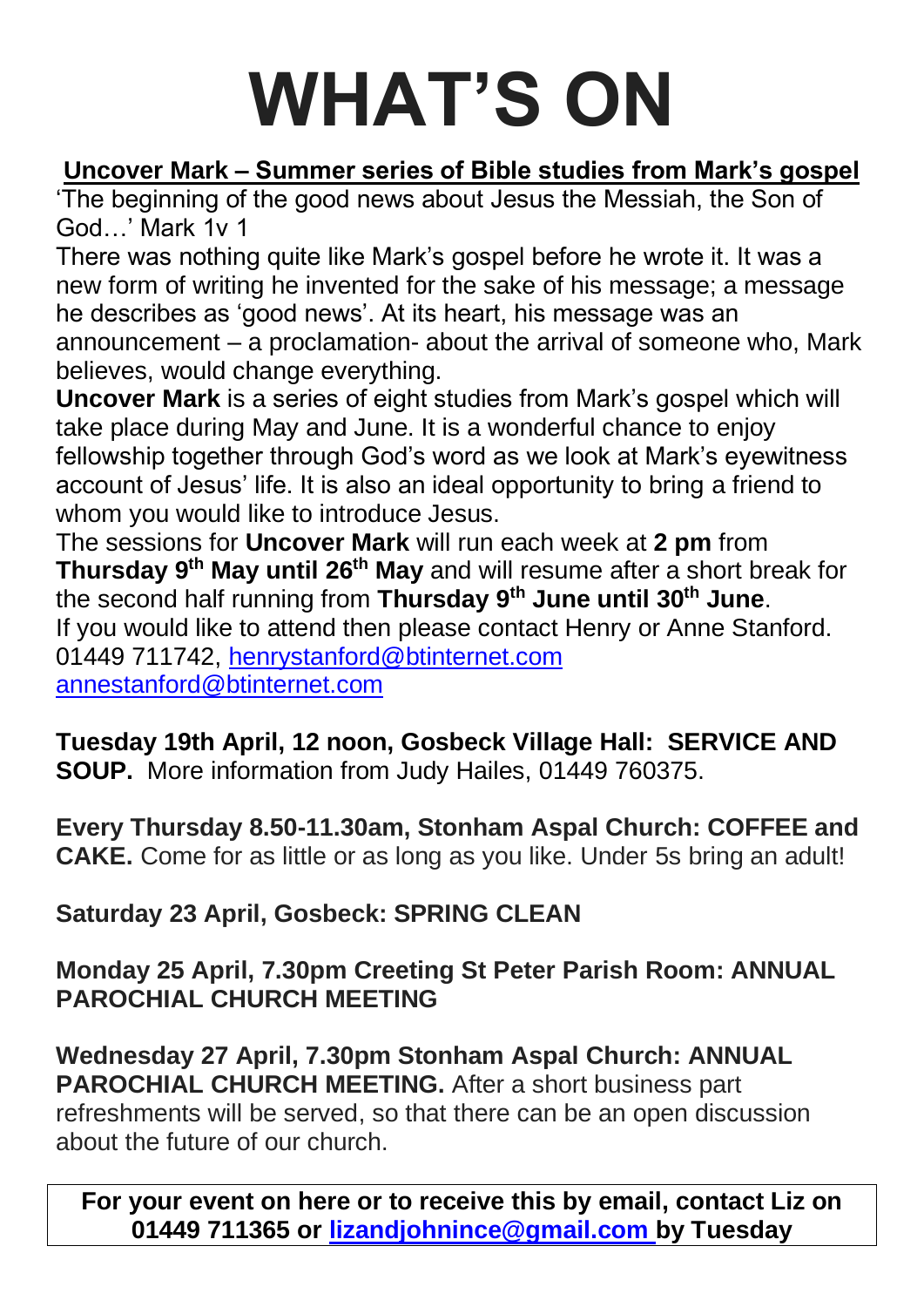# WHAT'S ON

**Uncover Mark – Summer series of Bible studies from Mark's gospel**

'The beginning of the good news about Jesus the Messiah, the Son of God…' Mark 1v 1

There was nothing quite like Mark's gospel before he wrote it. It was a new form of writing he invented for the sake of his message; a message he describes as 'good news'. At its heart, his message was an announcement – a proclamation- about the arrival of someone who, Mark believes, would change everything.

**Uncover Mark** is a series of eight studies from Mark's gospel which will take place during May and June. It is a wonderful chance to enjoy fellowship together through God's word as we look at Mark's eyewitness account of Jesus' life. It is also an ideal opportunity to bring a friend to whom you would like to introduce Jesus.

The sessions for **Uncover Mark** will run each week at **2 pm** from **Thursday 9th May until 26th May** and will resume after a short break for the second half running from **Thursday 9th June until 30th June**.

If you would like to attend then please contact Henry or Anne Stanford. 01449 711742, henrystanford@btinternet.com annestanford@btinternet.com

**Tuesday 19th April, 12 noon, Gosbeck Village Hall: SERVICE AND SOUP.** More information from Judy Hailes, 01449 760375.

**Every Thursday 8.50-11.30am, Stonham Aspal Church: COFFEE and CAKE.** Come for as little or as long as you like. Under 5s bring an adult!

**Saturday 23 April, Gosbeck: SPRING CLEAN**

**Monday 25 April, 7.30pm Creeting St Peter Parish Room: ANNUAL PAROCHIAL CHURCH MEETING**

**Wednesday 27 April, 7.30pm Stonham Aspal Church: ANNUAL PAROCHIAL CHURCH MEETING.** After a short business part refreshments will be served, so that there can be an open discussion about the future of our church.

**For your event on here or to receive this by email, contact Liz on 01449 711365 or lizandjohnince@gmail.com by Tuesday**